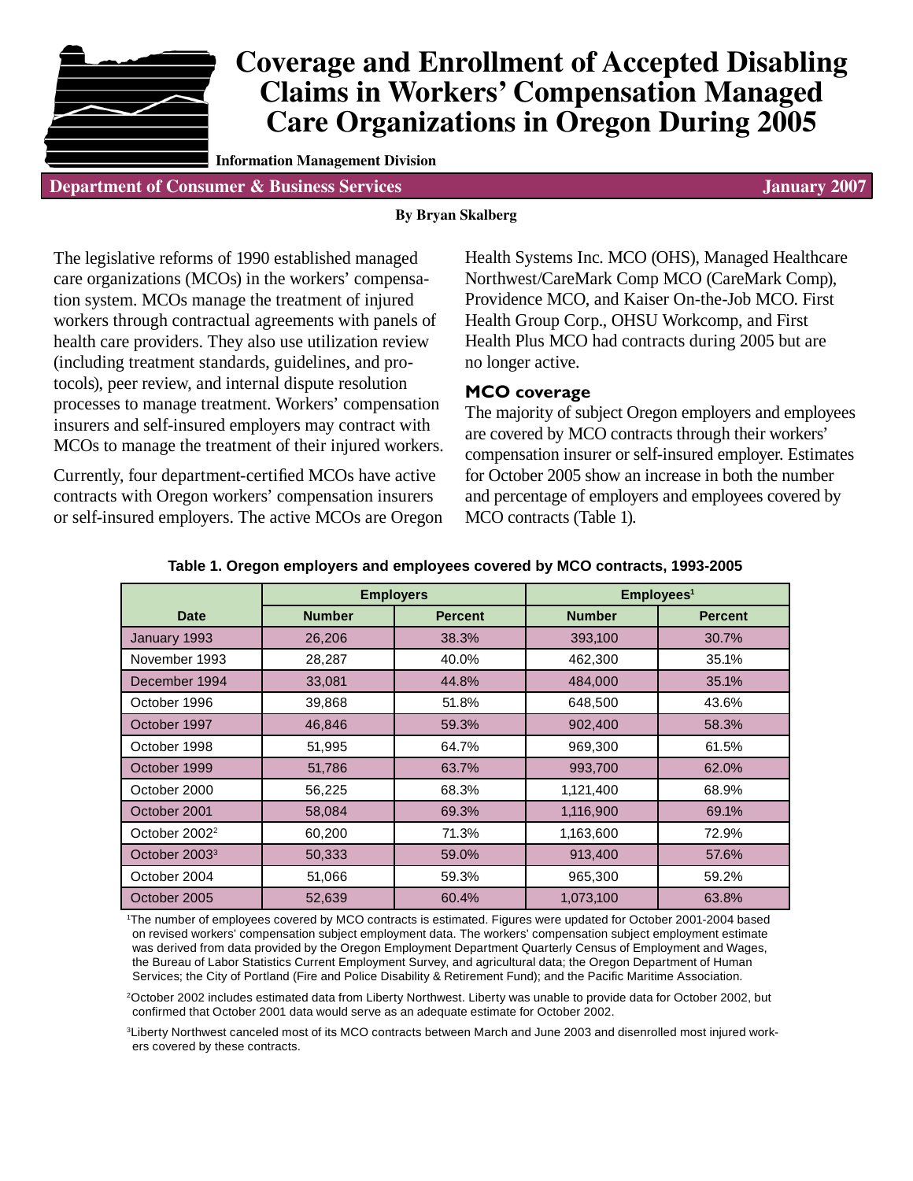# Coverage and Enrollment of Accepted Disabling Claims in Workers' Compensation Managed Care Organizations in Oregon During 2005

**Information Management Division**

**Department of Consumer & Business Services** — **January 2007**

**By Bryan Skalberg**

The legislative reforms of 1990 established managed care organizations (MCOs) in the workers' compensation system. MCOs manage the treatment of injured workers through contractual agreements with panels of health care providers. They also use utilization review (including treatment standards, guidelines, and protocols), peer review, and internal dispute resolution processes to manage treatment. Workers' compensation insurers and self-insured employers may contract with MCOs to manage the treatment of their injured workers.

Currently, four department-certified MCOs have active contracts with Oregon workers' compensation insurers or self-insured employers. The active MCOs are Oregon Health Systems Inc. MCO (OHS), Managed Healthcare Northwest/CareMark Comp MCO (CareMark Comp), Providence MCO, and Kaiser On-the-Job MCO. First Health Group Corp., OHSU Workcomp, and First Health Plus MCO had contracts during 2005 but are no longer active.

## MCO coverage

The majority of subject Oregon employers and employees are covered by MCO contracts through their workers' compensation insurer or self-insured employer. Estimates for October 2005 show an increase in both the number and percentage of employers and employees covered by MCO contracts (Table 1).

**Table 1. Oregon employers and employees covered by MCO contracts, 1993-2005**

| | Employers | | Employees[1] | |
|---|---|---|---|---|
| Date | Number | Percent | Number | Percent |
| January 1993 | 26,206 | 38.3% | 393,100 | 30.7% |
| November 1993 | 28,287 | 40.0% | 462,300 | 35.1% |
| December 1994 | 33,081 | 44.8% | 484,000 | 35.1% |
| October 1996 | 39,868 | 51.8% | 648,500 | 43.6% |
| October 1997 | 46,846 | 59.3% | 902,400 | 58.3% |
| October 1998 | 51,995 | 64.7% | 969,300 | 61.5% |
| October 1999 | 51,786 | 63.7% | 993,700 | 62.0% |
| October 2000 | 56,225 | 68.3% | 1,121,400 | 68.9% |
| October 2001 | 58,084 | 69.3% | 1,116,900 | 69.1% |
| October 2002[2] | 60,200 | 71.3% | 1,163,600 | 72.9% |
| October 2003[3] | 50,333 | 59.0% | 913,400 | 57.6% |
| October 2004 | 51,066 | 59.3% | 965,300 | 59.2% |
| October 2005 | 52,639 | 60.4% | 1,073,100 | 63.8% |

[1]The number of employees covered by MCO contracts is estimated. Figures were updated for October 2001-2004 based on revised workers' compensation subject employment data. The workers' compensation subject employment estimate was derived from data provided by the Oregon Employment Department Quarterly Census of Employment and Wages, the Bureau of Labor Statistics Current Employment Survey, and agricultural data; the Oregon Department of Human Services; the City of Portland (Fire and Police Disability & Retirement Fund); and the Pacific Maritime Association.

[2]October 2002 includes estimated data from Liberty Northwest. Liberty was unable to provide data for October 2002, but confirmed that October 2001 data would serve as an adequate estimate for October 2002.

[3]Liberty Northwest canceled most of its MCO contracts between March and June 2003 and disenrolled most injured workers covered by these contracts.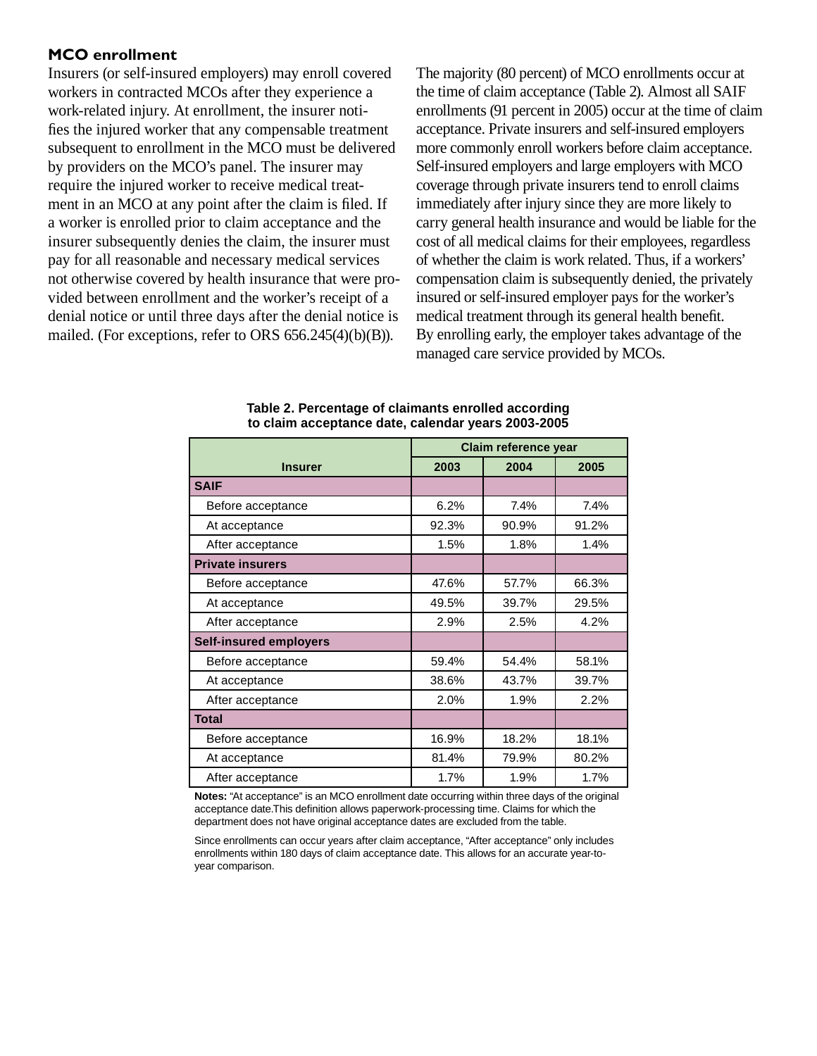### MCO enrollment

Insurers (or self-insured employers) may enroll covered workers in contracted MCOs after they experience a work-related injury. At enrollment, the insurer notifies the injured worker that any compensable treatment subsequent to enrollment in the MCO must be delivered by providers on the MCO's panel. The insurer may require the injured worker to receive medical treatment in an MCO at any point after the claim is filed. If a worker is enrolled prior to claim acceptance and the insurer subsequently denies the claim, the insurer must pay for all reasonable and necessary medical services not otherwise covered by health insurance that were provided between enrollment and the worker's receipt of a denial notice or until three days after the denial notice is mailed. (For exceptions, refer to ORS 656.245(4)(b)(B)).

The majority (80 percent) of MCO enrollments occur at the time of claim acceptance (Table 2). Almost all SAIF enrollments (91 percent in 2005) occur at the time of claim acceptance. Private insurers and self-insured employers more commonly enroll workers before claim acceptance. Self-insured employers and large employers with MCO coverage through private insurers tend to enroll claims immediately after injury since they are more likely to carry general health insurance and would be liable for the cost of all medical claims for their employees, regardless of whether the claim is work related. Thus, if a workers' compensation claim is subsequently denied, the privately insured or self-insured employer pays for the worker's medical treatment through its general health benefit. By enrolling early, the employer takes advantage of the managed care service provided by MCOs.

**Table 2. Percentage of claimants enrolled according to claim acceptance date, calendar years 2003-2005**

| Insurer | Claim reference year | | |
|---|---|---|---|
| | 2003 | 2004 | 2005 |
| **SAIF** | | | |
| Before acceptance | 6.2% | 7.4% | 7.4% |
| At acceptance | 92.3% | 90.9% | 91.2% |
| After acceptance | 1.5% | 1.8% | 1.4% |
| **Private insurers** | | | |
| Before acceptance | 47.6% | 57.7% | 66.3% |
| At acceptance | 49.5% | 39.7% | 29.5% |
| After acceptance | 2.9% | 2.5% | 4.2% |
| **Self-insured employers** | | | |
| Before acceptance | 59.4% | 54.4% | 58.1% |
| At acceptance | 38.6% | 43.7% | 39.7% |
| After acceptance | 2.0% | 1.9% | 2.2% |
| **Total** | | | |
| Before acceptance | 16.9% | 18.2% | 18.1% |
| At acceptance | 81.4% | 79.9% | 80.2% |
| After acceptance | 1.7% | 1.9% | 1.7% |

**Notes:** "At acceptance" is an MCO enrollment date occurring within three days of the original acceptance date.This definition allows paperwork-processing time. Claims for which the department does not have original acceptance dates are excluded from the table.

Since enrollments can occur years after claim acceptance, "After acceptance" only includes enrollments within 180 days of claim acceptance date. This allows for an accurate year-to-year comparison.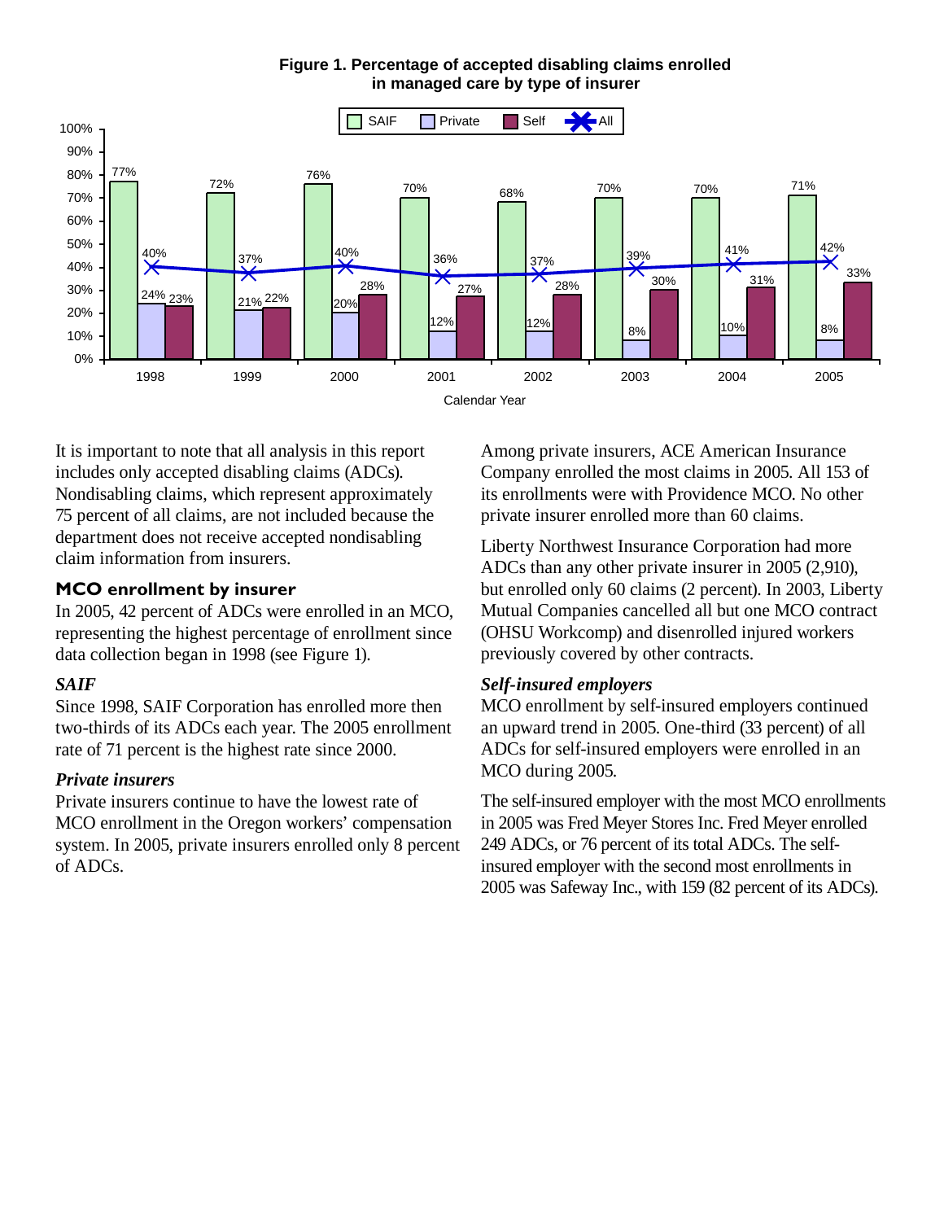**Figure 1. Percentage of accepted disabling claims enrolled in managed care by type of insurer**

| Calendar Year | SAIF | Private | Self | All |
|---|---|---|---|---|
| 1998 | 77% | 24% | 23% | 40% |
| 1999 | 72% | 21% | 22% | 37% |
| 2000 | 76% | 20% | 28% | 40% |
| 2001 | 70% | 12% | 27% | 36% |
| 2002 | 68% | 12% | 28% | 37% |
| 2003 | 70% | 8% | 30% | 39% |
| 2004 | 70% | 10% | 31% | 41% |
| 2005 | 71% | 8% | 33% | 42% |

It is important to note that all analysis in this report includes only accepted disabling claims (ADCs). Nondisabling claims, which represent approximately 75 percent of all claims, are not included because the department does not receive accepted nondisabling claim information from insurers.

## MCO enrollment by insurer

In 2005, 42 percent of ADCs were enrolled in an MCO, representing the highest percentage of enrollment since data collection began in 1998 (see Figure 1).

### *SAIF*

Since 1998, SAIF Corporation has enrolled more then two-thirds of its ADCs each year. The 2005 enrollment rate of 71 percent is the highest rate since 2000.

### *Private insurers*

Private insurers continue to have the lowest rate of MCO enrollment in the Oregon workers' compensation system. In 2005, private insurers enrolled only 8 percent of ADCs.

Among private insurers, ACE American Insurance Company enrolled the most claims in 2005. All 153 of its enrollments were with Providence MCO. No other private insurer enrolled more than 60 claims.

Liberty Northwest Insurance Corporation had more ADCs than any other private insurer in 2005 (2,910), but enrolled only 60 claims (2 percent). In 2003, Liberty Mutual Companies cancelled all but one MCO contract (OHSU Workcomp) and disenrolled injured workers previously covered by other contracts.

### *Self-insured employers*

MCO enrollment by self-insured employers continued an upward trend in 2005. One-third (33 percent) of all ADCs for self-insured employers were enrolled in an MCO during 2005.

The self-insured employer with the most MCO enrollments in 2005 was Fred Meyer Stores Inc. Fred Meyer enrolled 249 ADCs, or 76 percent of its total ADCs. The self-insured employer with the second most enrollments in 2005 was Safeway Inc., with 159 (82 percent of its ADCs).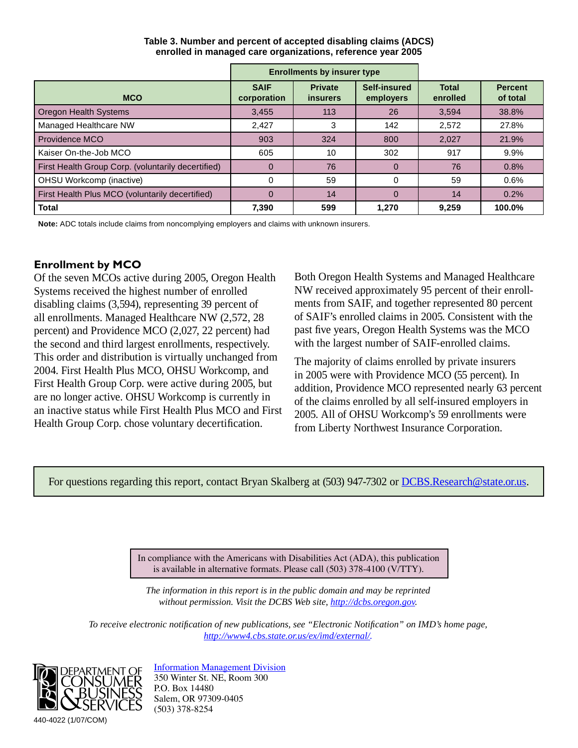**Table 3. Number and percent of accepted disabling claims (ADCS) enrolled in managed care organizations, reference year 2005**

| MCO | Enrollments by insurer type | | | Total enrolled | Percent of total |
|---|---|---|---|---|---|
| | SAIF corporation | Private insurers | Self-insured employers | | |
| Oregon Health Systems | 3,455 | 113 | 26 | 3,594 | 38.8% |
| Managed Healthcare NW | 2,427 | 3 | 142 | 2,572 | 27.8% |
| Providence MCO | 903 | 324 | 800 | 2,027 | 21.9% |
| Kaiser On-the-Job MCO | 605 | 10 | 302 | 917 | 9.9% |
| First Health Group Corp. (voluntarily decertified) | 0 | 76 | 0 | 76 | 0.8% |
| OHSU Workcomp (inactive) | 0 | 59 | 0 | 59 | 0.6% |
| First Health Plus MCO (voluntarily decertified) | 0 | 14 | 0 | 14 | 0.2% |
| **Total** | **7,390** | **599** | **1,270** | **9,259** | **100.0%** |

**Note:** ADC totals include claims from noncomplying employers and claims with unknown insurers.

## Enrollment by MCO

Of the seven MCOs active during 2005, Oregon Health Systems received the highest number of enrolled disabling claims (3,594), representing 39 percent of all enrollments. Managed Healthcare NW (2,572, 28 percent) and Providence MCO (2,027, 22 percent) had the second and third largest enrollments, respectively. This order and distribution is virtually unchanged from 2004. First Health Plus MCO, OHSU Workcomp, and First Health Group Corp. were active during 2005, but are no longer active. OHSU Workcomp is currently in an inactive status while First Health Plus MCO and First Health Group Corp. chose voluntary decertification.

Both Oregon Health Systems and Managed Healthcare NW received approximately 95 percent of their enrollments from SAIF, and together represented 80 percent of SAIF's enrolled claims in 2005. Consistent with the past five years, Oregon Health Systems was the MCO with the largest number of SAIF-enrolled claims.

The majority of claims enrolled by private insurers in 2005 were with Providence MCO (55 percent). In addition, Providence MCO represented nearly 63 percent of the claims enrolled by all self-insured employers in 2005. All of OHSU Workcomp's 59 enrollments were from Liberty Northwest Insurance Corporation.

For questions regarding this report, contact Bryan Skalberg at (503) 947-7302 or DCBS.Research@state.or.us.

In compliance with the Americans with Disabilities Act (ADA), this publication is available in alternative formats. Please call (503) 378-4100 (V/TTY).

*The information in this report is in the public domain and may be reprinted without permission. Visit the DCBS Web site, http://dcbs.oregon.gov.*

*To receive electronic notification of new publications, see "Electronic Notification" on IMD's home page, http://www4.cbs.state.or.us/ex/imd/external/.*

DEPARTMENT OF CONSUMER & BUSINESS SERVICES

Information Management Division
350 Winter St. NE, Room 300
P.O. Box 14480
Salem, OR 97309-0405
(503) 378-8254

440-4022 (1/07/COM)